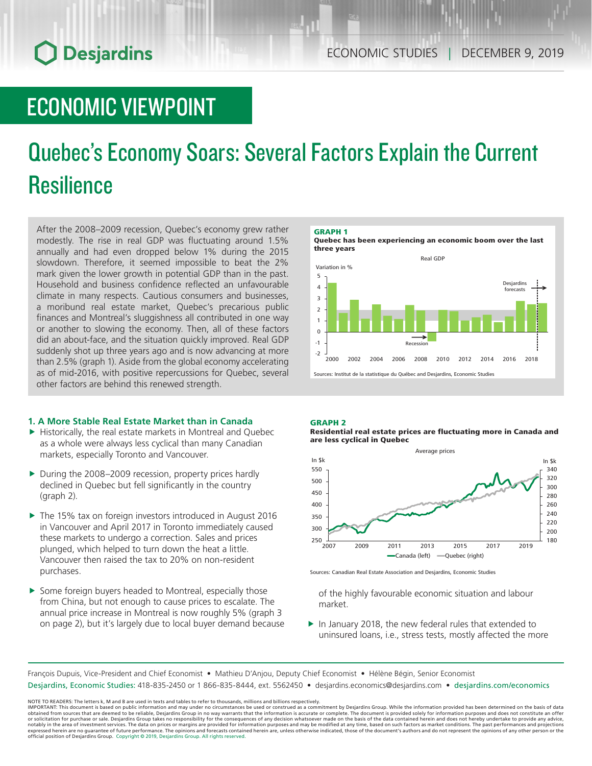ECONOMIC STUDIES | DECEMBER 9, 2019

# ECONOMIC VIEWPOINT

# Quebec's Economy Soars: Several Factors Explain the Current Resilience

After the 2008–2009 recession, Quebec's economy grew rather modestly. The rise in real GDP was fluctuating around 1.5% annually and had even dropped below 1% during the 2015 slowdown. Therefore, it seemed impossible to beat the 2% mark given the lower growth in potential GDP than in the past. Household and business confidence reflected an unfavourable climate in many respects. Cautious consumers and businesses, a moribund real estate market, Quebec's precarious public finances and Montreal's sluggishness all contributed in one way or another to slowing the economy. Then, all of these factors did an about-face, and the situation quickly improved. Real GDP suddenly shot up three years ago and is now advancing at more than 2.5% (graph 1). Aside from the global economy accelerating as of mid-2016, with positive repercussions for Quebec, several other factors are behind this renewed strength.

**GRAPH 1**
**Quebec has been experiencing an economic boom over the last three years**

Real GDP

Sources: Institut de la statistique du Québec and Desjardins, Economic Studies

### 1. A More Stable Real Estate Market than in Canada

- Historically, the real estate markets in Montreal and Quebec as a whole were always less cyclical than many Canadian markets, especially Toronto and Vancouver.
- During the 2008–2009 recession, property prices hardly declined in Quebec but fell significantly in the country (graph 2).
- The 15% tax on foreign investors introduced in August 2016 in Vancouver and April 2017 in Toronto immediately caused these markets to undergo a correction. Sales and prices plunged, which helped to turn down the heat a little. Vancouver then raised the tax to 20% on non-resident purchases.
- Some foreign buyers headed to Montreal, especially those from China, but not enough to cause prices to escalate. The annual price increase in Montreal is now roughly 5% (graph 3 on page 2), but it's largely due to local buyer demand because of the highly favourable economic situation and labour market.
- In January 2018, the new federal rules that extended to uninsured loans, i.e., stress tests, mostly affected the more

**GRAPH 2**
**Residential real estate prices are fluctuating more in Canada and are less cyclical in Quebec**

Average prices

Sources: Canadian Real Estate Association and Desjardins, Economic Studies

François Dupuis, Vice-President and Chief Economist • Mathieu D'Anjou, Deputy Chief Economist • Hélène Bégin, Senior Economist
Desjardins, Economic Studies: 418-835-2450 or 1 866-835-8444, ext. 5562450 • desjardins.economics@desjardins.com • desjardins.com/economics

NOTE TO READERS: The letters k, M and B are used in texts and tables to refer to thousands, millions and billions respectively.
IMPORTANT: This document is based on public information and may under no circumstances be used or construed as a commitment by Desjardins Group. While the information provided has been determined on the basis of data obtained from sources that are deemed to be reliable, Desjardins Group in no way warrants that the information is accurate or complete. The document is provided solely for information purposes and does not constitute an offer or solicitation for purchase or sale. Desjardins Group takes no responsibility for the consequences of any decision whatsoever made on the basis of the data contained herein and does not hereby undertake to provide any advice, notably in the area of investment services. The data on prices or margins are provided for information purposes and may be modified at any time, based on such factors as market conditions. The past performances and projections expressed herein are no guarantee of future performance. The opinions and forecasts contained herein are, unless otherwise indicated, those of the document's authors and do not represent the opinions of any other person or the official position of Desjardins Group. Copyright © 2019, Desjardins Group. All rights reserved.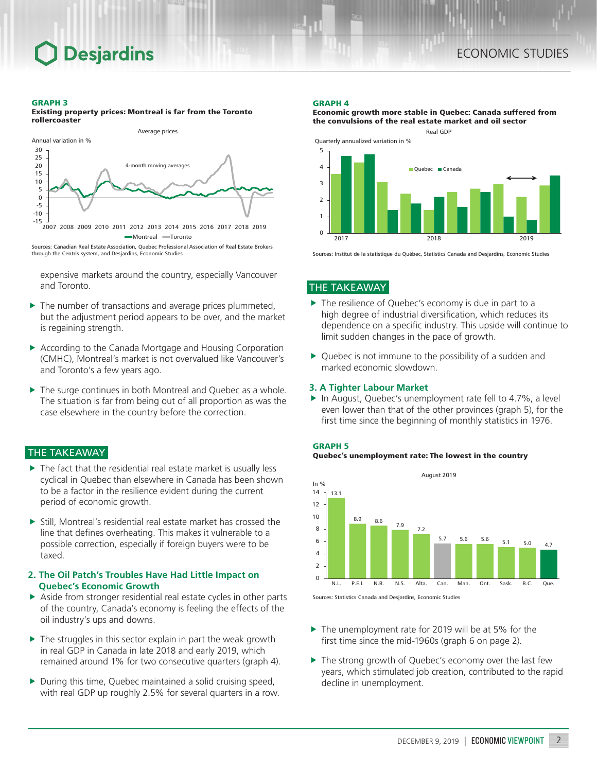**GRAPH 3**
**Existing property prices: Montreal is far from the Toronto rollercoaster**

Sources: Canadian Real Estate Association, Quebec Professional Association of Real Estate Brokers through the Centris system, and Desjardins, Economic Studies

expensive markets around the country, especially Vancouver and Toronto.

- The number of transactions and average prices plummeted, but the adjustment period appears to be over, and the market is regaining strength.
- According to the Canada Mortgage and Housing Corporation (CMHC), Montreal's market is not overvalued like Vancouver's and Toronto's a few years ago.
- The surge continues in both Montreal and Quebec as a whole. The situation is far from being out of all proportion as was the case elsewhere in the country before the correction.

## THE TAKEAWAY

- The fact that the residential real estate market is usually less cyclical in Quebec than elsewhere in Canada has been shown to be a factor in the resilience evident during the current period of economic growth.
- Still, Montreal's residential real estate market has crossed the line that defines overheating. This makes it vulnerable to a possible correction, especially if foreign buyers were to be taxed.

### 2. The Oil Patch's Troubles Have Had Little Impact on Quebec's Economic Growth

- Aside from stronger residential real estate cycles in other parts of the country, Canada's economy is feeling the effects of the oil industry's ups and downs.
- The struggles in this sector explain in part the weak growth in real GDP in Canada in late 2018 and early 2019, which remained around 1% for two consecutive quarters (graph 4).
- During this time, Quebec maintained a solid cruising speed, with real GDP up roughly 2.5% for several quarters in a row.

**GRAPH 4**
**Economic growth more stable in Quebec: Canada suffered from the convulsions of the real estate market and oil sector**

Sources: Institut de la statistique du Québec, Statistics Canada and Desjardins, Economic Studies

## THE TAKEAWAY

- The resilience of Quebec's economy is due in part to a high degree of industrial diversification, which reduces its dependence on a specific industry. This upside will continue to limit sudden changes in the pace of growth.
- Quebec is not immune to the possibility of a sudden and marked economic slowdown.

### 3. A Tighter Labour Market

- In August, Quebec's unemployment rate fell to 4.7%, a level even lower than that of the other provinces (graph 5), for the first time since the beginning of monthly statistics in 1976.

**GRAPH 5**
**Quebec's unemployment rate: The lowest in the country**

August 2019 (in %)

| N.L. | P.E.I. | N.B. | N.S. | Alta. | Can. | Man. | Ont. | Sask. | B.C. | Que. |
|---|---|---|---|---|---|---|---|---|---|---|
| 13.1 | 8.9 | 8.6 | 7.9 | 7.2 | 5.7 | 5.6 | 5.6 | 5.1 | 5.0 | 4.7 |

Sources: Statistics Canada and Desjardins, Economic Studies

- The unemployment rate for 2019 will be at 5% for the first time since the mid-1960s (graph 6 on page 2).
- The strong growth of Quebec's economy over the last few years, which stimulated job creation, contributed to the rapid decline in unemployment.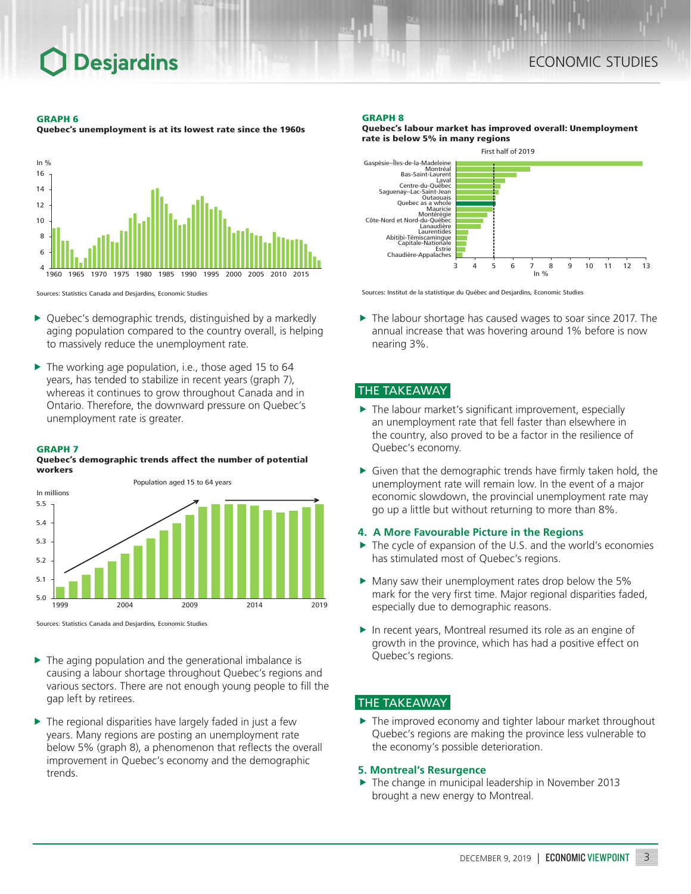**GRAPH 6**
**Quebec's unemployment is at its lowest rate since the 1960s**

Sources: Statistics Canada and Desjardins, Economic Studies

- Quebec's demographic trends, distinguished by a markedly aging population compared to the country overall, is helping to massively reduce the unemployment rate.
- The working age population, i.e., those aged 15 to 64 years, has tended to stabilize in recent years (graph 7), whereas it continues to grow throughout Canada and in Ontario. Therefore, the downward pressure on Quebec's unemployment rate is greater.

**GRAPH 7**
**Quebec's demographic trends affect the number of potential workers**

Sources: Statistics Canada and Desjardins, Economic Studies

- The aging population and the generational imbalance is causing a labour shortage throughout Quebec's regions and various sectors. There are not enough young people to fill the gap left by retirees.
- The regional disparities have largely faded in just a few years. Many regions are posting an unemployment rate below 5% (graph 8), a phenomenon that reflects the overall improvement in Quebec's economy and the demographic trends.

**GRAPH 8**
**Quebec's labour market has improved overall: Unemployment rate is below 5% in many regions**

Sources: Institut de la statistique du Québec and Desjardins, Economic Studies

- The labour shortage has caused wages to soar since 2017. The annual increase that was hovering around 1% before is now nearing 3%.

## THE TAKEAWAY

- The labour market's significant improvement, especially an unemployment rate that fell faster than elsewhere in the country, also proved to be a factor in the resilience of Quebec's economy.
- Given that the demographic trends have firmly taken hold, the unemployment rate will remain low. In the event of a major economic slowdown, the provincial unemployment rate may go up a little but without returning to more than 8%.

### 4. A More Favourable Picture in the Regions

- The cycle of expansion of the U.S. and the world's economies has stimulated most of Quebec's regions.
- Many saw their unemployment rates drop below the 5% mark for the very first time. Major regional disparities faded, especially due to demographic reasons.
- In recent years, Montreal resumed its role as an engine of growth in the province, which has had a positive effect on Quebec's regions.

## THE TAKEAWAY

- The improved economy and tighter labour market throughout Quebec's regions are making the province less vulnerable to the economy's possible deterioration.

### 5. Montreal's Resurgence

- The change in municipal leadership in November 2013 brought a new energy to Montreal.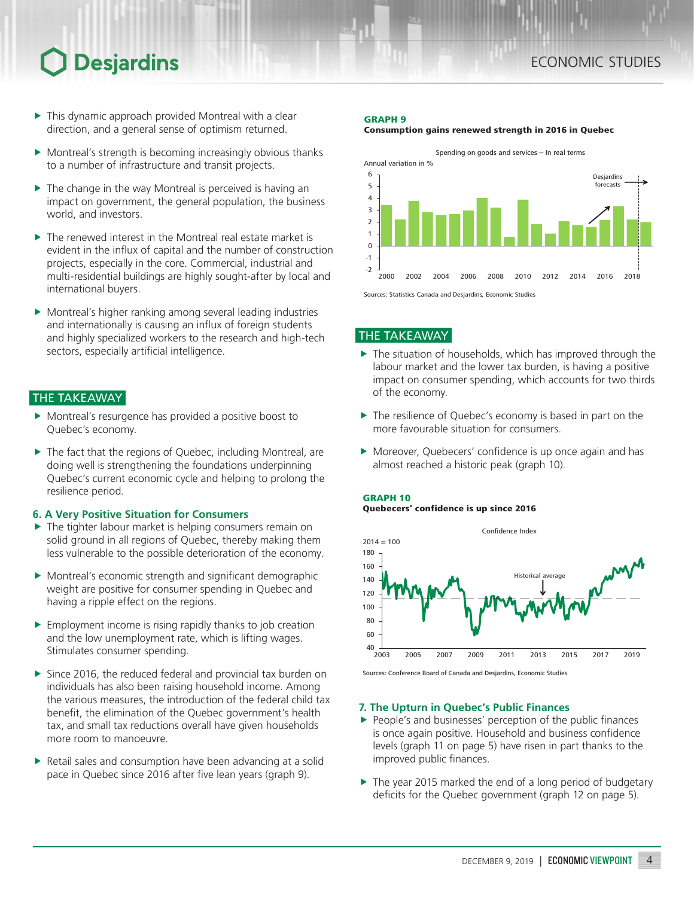- This dynamic approach provided Montreal with a clear direction, and a general sense of optimism returned.
- Montreal's strength is becoming increasingly obvious thanks to a number of infrastructure and transit projects.
- The change in the way Montreal is perceived is having an impact on government, the general population, the business world, and investors.
- The renewed interest in the Montreal real estate market is evident in the influx of capital and the number of construction projects, especially in the core. Commercial, industrial and multi-residential buildings are highly sought-after by local and international buyers.
- Montreal's higher ranking among several leading industries and internationally is causing an influx of foreign students and highly specialized workers to the research and high-tech sectors, especially artificial intelligence.

## THE TAKEAWAY

- Montreal's resurgence has provided a positive boost to Quebec's economy.
- The fact that the regions of Quebec, including Montreal, are doing well is strengthening the foundations underpinning Quebec's current economic cycle and helping to prolong the resilience period.

### 6. A Very Positive Situation for Consumers

- The tighter labour market is helping consumers remain on solid ground in all regions of Quebec, thereby making them less vulnerable to the possible deterioration of the economy.
- Montreal's economic strength and significant demographic weight are positive for consumer spending in Quebec and having a ripple effect on the regions.
- Employment income is rising rapidly thanks to job creation and the low unemployment rate, which is lifting wages. Stimulates consumer spending.
- Since 2016, the reduced federal and provincial tax burden on individuals has also been raising household income. Among the various measures, the introduction of the federal child tax benefit, the elimination of the Quebec government's health tax, and small tax reductions overall have given households more room to manoeuvre.
- Retail sales and consumption have been advancing at a solid pace in Quebec since 2016 after five lean years (graph 9).

**GRAPH 9**
**Consumption gains renewed strength in 2016 in Quebec**

Spending on goods and services – In real terms

Annual variation in %

Desjardins forecasts

Sources: Statistics Canada and Desjardins, Economic Studies

## THE TAKEAWAY

- The situation of households, which has improved through the labour market and the lower tax burden, is having a positive impact on consumer spending, which accounts for two thirds of the economy.
- The resilience of Quebec's economy is based in part on the more favourable situation for consumers.
- Moreover, Quebecers' confidence is up once again and has almost reached a historic peak (graph 10).

**GRAPH 10**
**Quebecers' confidence is up since 2016**

Confidence Index

2014 = 100

Historical average

Sources: Conference Board of Canada and Desjardins, Economic Studies

### 7. The Upturn in Quebec's Public Finances

- People's and businesses' perception of the public finances is once again positive. Household and business confidence levels (graph 11 on page 5) have risen in part thanks to the improved public finances.
- The year 2015 marked the end of a long period of budgetary deficits for the Quebec government (graph 12 on page 5).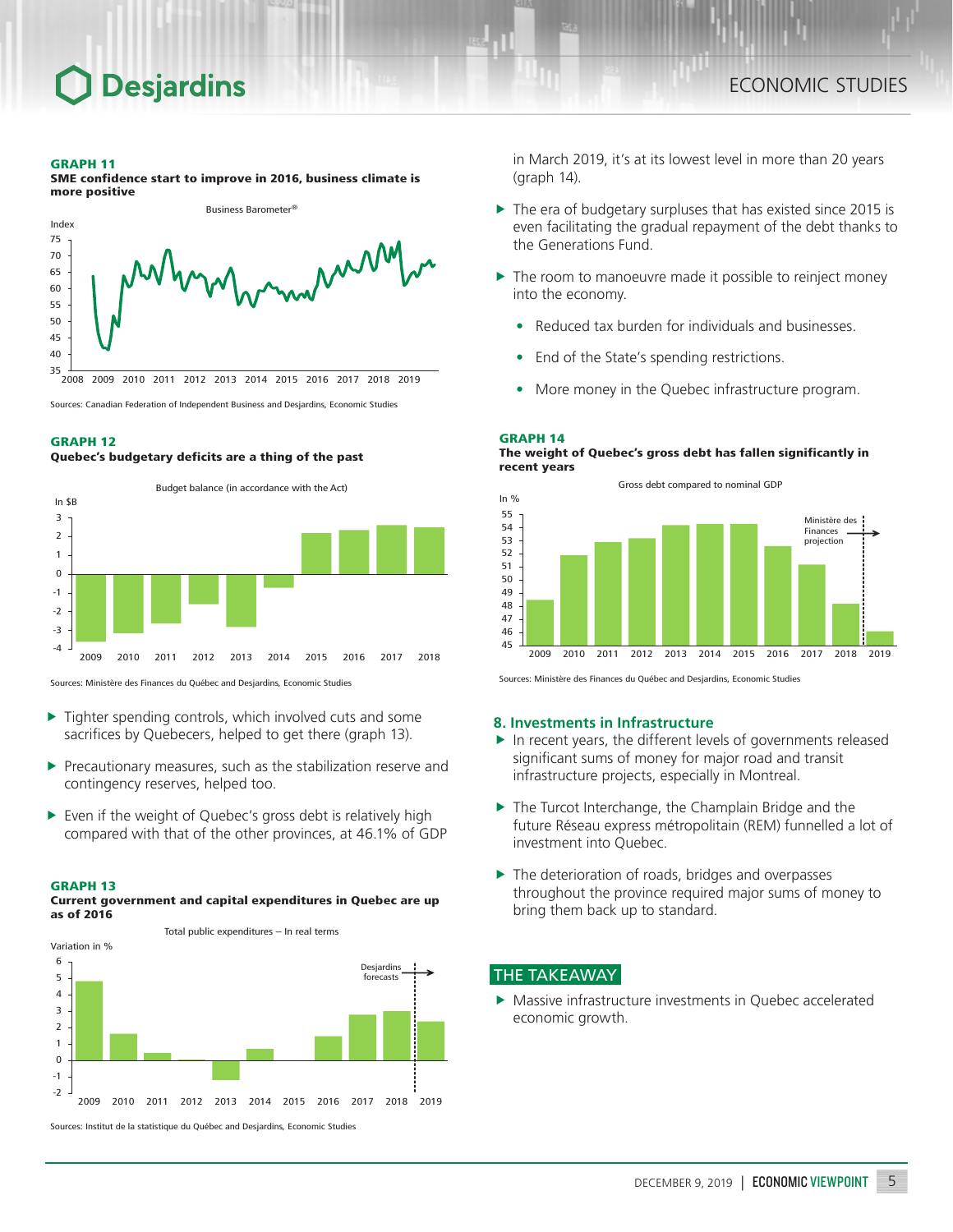**GRAPH 11**

**SME confidence start to improve in 2016, business climate is more positive**

Business Barometer®

Sources: Canadian Federation of Independent Business and Desjardins, Economic Studies

**GRAPH 12**

**Quebec's budgetary deficits are a thing of the past**

Budget balance (in accordance with the Act)

Sources: Ministère des Finances du Québec and Desjardins, Economic Studies

- Tighter spending controls, which involved cuts and some sacrifices by Quebecers, helped to get there (graph 13).
- Precautionary measures, such as the stabilization reserve and contingency reserves, helped too.
- Even if the weight of Quebec's gross debt is relatively high compared with that of the other provinces, at 46.1% of GDP in March 2019, it's at its lowest level in more than 20 years (graph 14).

**GRAPH 13**

**Current government and capital expenditures in Quebec are up as of 2016**

Total public expenditures – In real terms

Sources: Institut de la statistique du Québec and Desjardins, Economic Studies

- The era of budgetary surpluses that has existed since 2015 is even facilitating the gradual repayment of the debt thanks to the Generations Fund.
- The room to manoeuvre made it possible to reinject money into the economy.
  - Reduced tax burden for individuals and businesses.
  - End of the State's spending restrictions.
  - More money in the Quebec infrastructure program.

**GRAPH 14**

**The weight of Quebec's gross debt has fallen significantly in recent years**

Gross debt compared to nominal GDP

Sources: Ministère des Finances du Québec and Desjardins, Economic Studies

## 8. Investments in Infrastructure

- In recent years, the different levels of governments released significant sums of money for major road and transit infrastructure projects, especially in Montreal.
- The Turcot Interchange, the Champlain Bridge and the future Réseau express métropolitain (REM) funnelled a lot of investment into Quebec.
- The deterioration of roads, bridges and overpasses throughout the province required major sums of money to bring them back up to standard.

## THE TAKEAWAY

- Massive infrastructure investments in Quebec accelerated economic growth.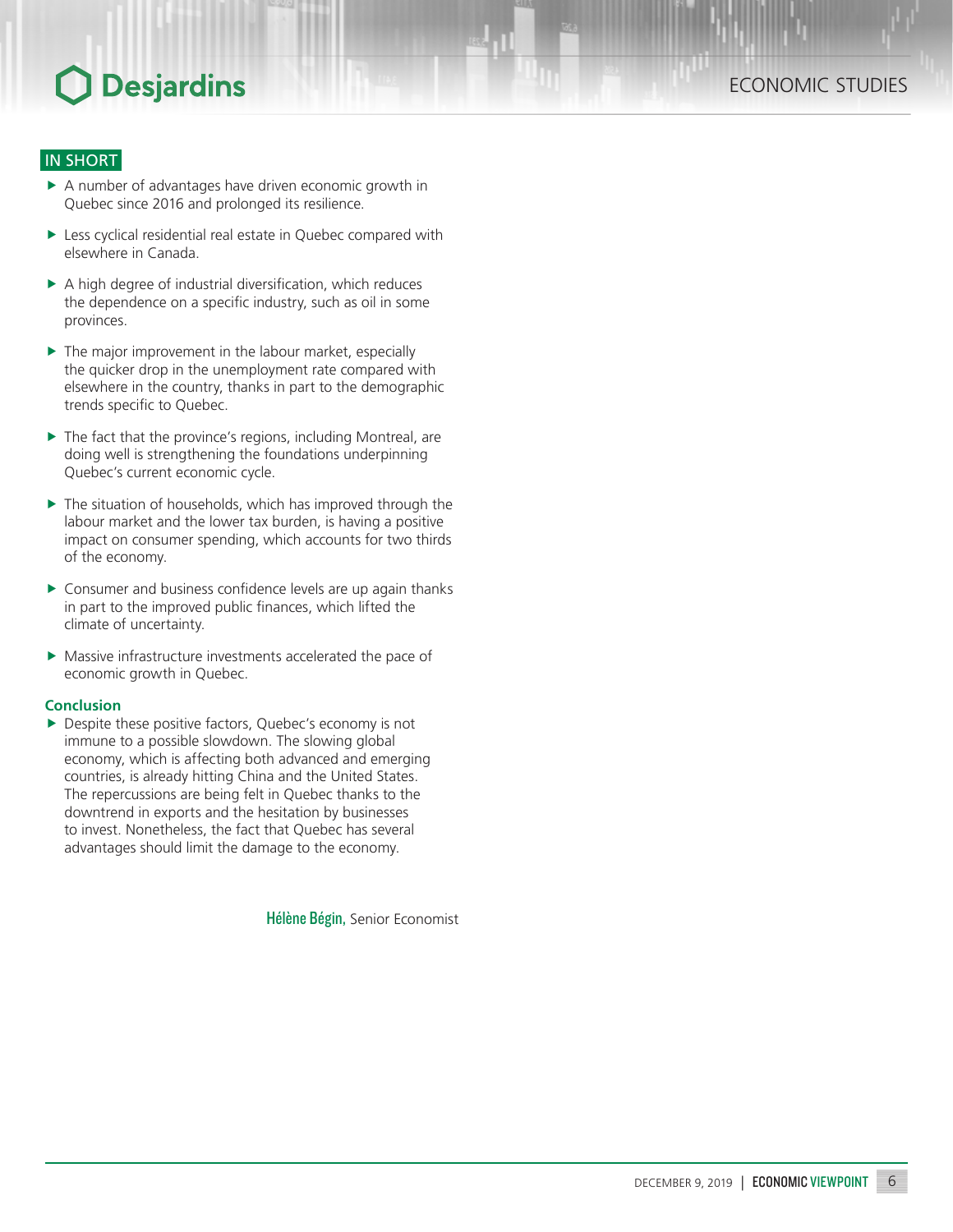## IN SHORT

- A number of advantages have driven economic growth in Quebec since 2016 and prolonged its resilience.
- Less cyclical residential real estate in Quebec compared with elsewhere in Canada.
- A high degree of industrial diversification, which reduces the dependence on a specific industry, such as oil in some provinces.
- The major improvement in the labour market, especially the quicker drop in the unemployment rate compared with elsewhere in the country, thanks in part to the demographic trends specific to Quebec.
- The fact that the province's regions, including Montreal, are doing well is strengthening the foundations underpinning Quebec's current economic cycle.
- The situation of households, which has improved through the labour market and the lower tax burden, is having a positive impact on consumer spending, which accounts for two thirds of the economy.
- Consumer and business confidence levels are up again thanks in part to the improved public finances, which lifted the climate of uncertainty.
- Massive infrastructure investments accelerated the pace of economic growth in Quebec.

### Conclusion

- Despite these positive factors, Quebec's economy is not immune to a possible slowdown. The slowing global economy, which is affecting both advanced and emerging countries, is already hitting China and the United States. The repercussions are being felt in Quebec thanks to the downtrend in exports and the hesitation by businesses to invest. Nonetheless, the fact that Quebec has several advantages should limit the damage to the economy.

**Hélène Bégin,** Senior Economist